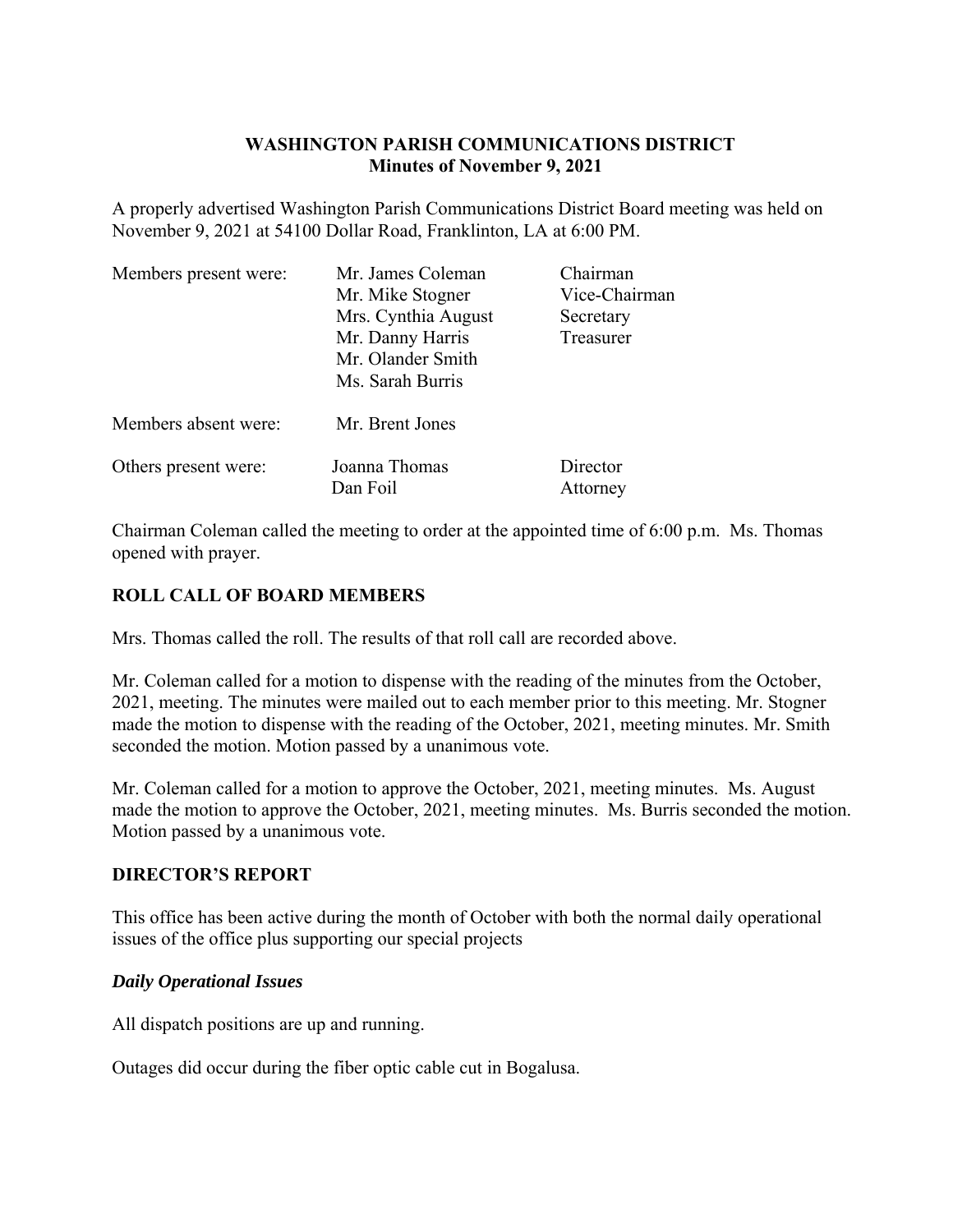**WASHINGTON PARISH COMMUNICATIONS DISTRICT**
**Minutes of November 9, 2021**

A properly advertised Washington Parish Communications District Board meeting was held on November 9, 2021 at 54100 Dollar Road, Franklinton, LA at 6:00 PM.

| | | |
|---|---|---|
| Members present were: | Mr. James Coleman | Chairman |
| | Mr. Mike Stogner | Vice-Chairman |
| | Mrs. Cynthia August | Secretary |
| | Mr. Danny Harris | Treasurer |
| | Mr. Olander Smith | |
| | Ms. Sarah Burris | |
| Members absent were: | Mr. Brent Jones | |
| Others present were: | Joanna Thomas | Director |
| | Dan Foil | Attorney |

Chairman Coleman called the meeting to order at the appointed time of 6:00 p.m. Ms. Thomas opened with prayer.

## ROLL CALL OF BOARD MEMBERS

Mrs. Thomas called the roll. The results of that roll call are recorded above.

Mr. Coleman called for a motion to dispense with the reading of the minutes from the October, 2021, meeting. The minutes were mailed out to each member prior to this meeting. Mr. Stogner made the motion to dispense with the reading of the October, 2021, meeting minutes. Mr. Smith seconded the motion. Motion passed by a unanimous vote.

Mr. Coleman called for a motion to approve the October, 2021, meeting minutes. Ms. August made the motion to approve the October, 2021, meeting minutes. Ms. Burris seconded the motion. Motion passed by a unanimous vote.

## DIRECTOR'S REPORT

This office has been active during the month of October with both the normal daily operational issues of the office plus supporting our special projects

### *Daily Operational Issues*

All dispatch positions are up and running.

Outages did occur during the fiber optic cable cut in Bogalusa.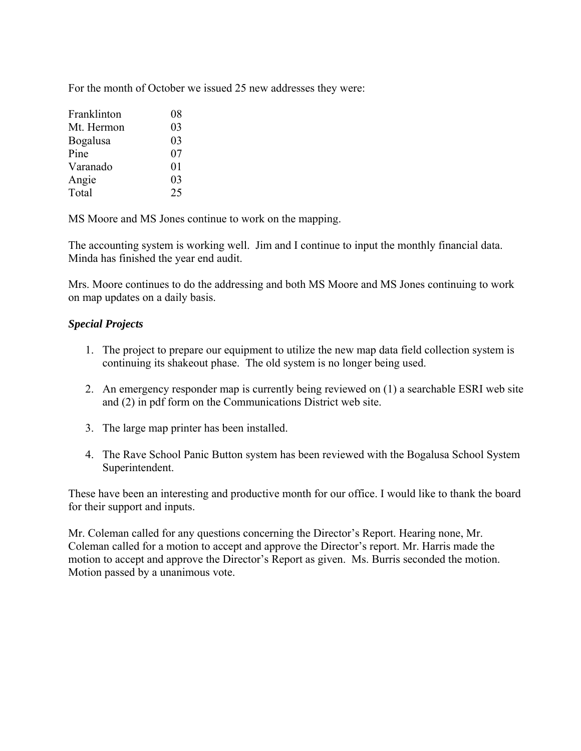For the month of October we issued 25 new addresses they were:

| | |
|---|---|
| Franklinton | 08 |
| Mt. Hermon | 03 |
| Bogalusa | 03 |
| Pine | 07 |
| Varanado | 01 |
| Angie | 03 |
| Total | 25 |

MS Moore and MS Jones continue to work on the mapping.

The accounting system is working well. Jim and I continue to input the monthly financial data. Minda has finished the year end audit.

Mrs. Moore continues to do the addressing and both MS Moore and MS Jones continuing to work on map updates on a daily basis.

***Special Projects***

1. The project to prepare our equipment to utilize the new map data field collection system is continuing its shakeout phase. The old system is no longer being used.

2. An emergency responder map is currently being reviewed on (1) a searchable ESRI web site and (2) in pdf form on the Communications District web site.

3. The large map printer has been installed.

4. The Rave School Panic Button system has been reviewed with the Bogalusa School System Superintendent.

These have been an interesting and productive month for our office. I would like to thank the board for their support and inputs.

Mr. Coleman called for any questions concerning the Director's Report. Hearing none, Mr. Coleman called for a motion to accept and approve the Director's report. Mr. Harris made the motion to accept and approve the Director's Report as given. Ms. Burris seconded the motion. Motion passed by a unanimous vote.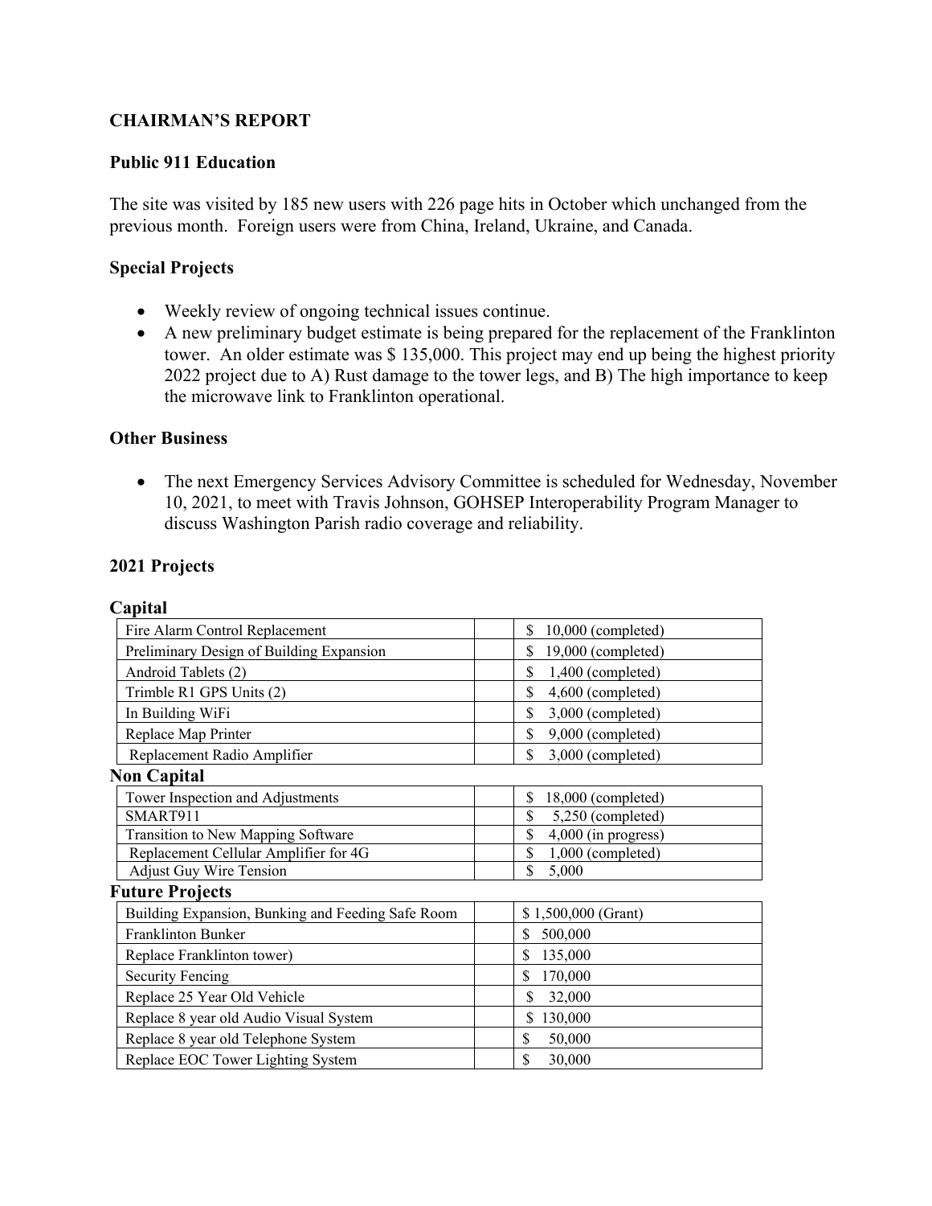## CHAIRMAN'S REPORT

### Public 911 Education

The site was visited by 185 new users with 226 page hits in October which unchanged from the previous month. Foreign users were from China, Ireland, Ukraine, and Canada.

### Special Projects

- Weekly review of ongoing technical issues continue.
- A new preliminary budget estimate is being prepared for the replacement of the Franklinton tower. An older estimate was $ 135,000. This project may end up being the highest priority 2022 project due to A) Rust damage to the tower legs, and B) The high importance to keep the microwave link to Franklinton operational.

### Other Business

- The next Emergency Services Advisory Committee is scheduled for Wednesday, November 10, 2021, to meet with Travis Johnson, GOHSEP Interoperability Program Manager to discuss Washington Parish radio coverage and reliability.

### 2021 Projects

#### Capital

| | | |
|---|---|---|
| Fire Alarm Control Replacement | | $ 10,000 (completed) |
| Preliminary Design of Building Expansion | | $ 19,000 (completed) |
| Android Tablets (2) | | $ 1,400 (completed) |
| Trimble R1 GPS Units (2) | | $ 4,600 (completed) |
| In Building WiFi | | $ 3,000 (completed) |
| Replace Map Printer | | $ 9,000 (completed) |
| Replacement Radio Amplifier | | $ 3,000 (completed) |

#### Non Capital

| | | |
|---|---|---|
| Tower Inspection and Adjustments | | $ 18,000 (completed) |
| SMART911 | | $ 5,250 (completed) |
| Transition to New Mapping Software | | $ 4,000 (in progress) |
| Replacement Cellular Amplifier for 4G | | $ 1,000 (completed) |
| Adjust Guy Wire Tension | | $ 5,000 |

#### Future Projects

| | | |
|---|---|---|
| Building Expansion, Bunking and Feeding Safe Room | | $ 1,500,000 (Grant) |
| Franklinton Bunker | | $ 500,000 |
| Replace Franklinton tower) | | $ 135,000 |
| Security Fencing | | $ 170,000 |
| Replace 25 Year Old Vehicle | | $ 32,000 |
| Replace 8 year old Audio Visual System | | $ 130,000 |
| Replace 8 year old Telephone System | | $ 50,000 |
| Replace EOC Tower Lighting System | | $ 30,000 |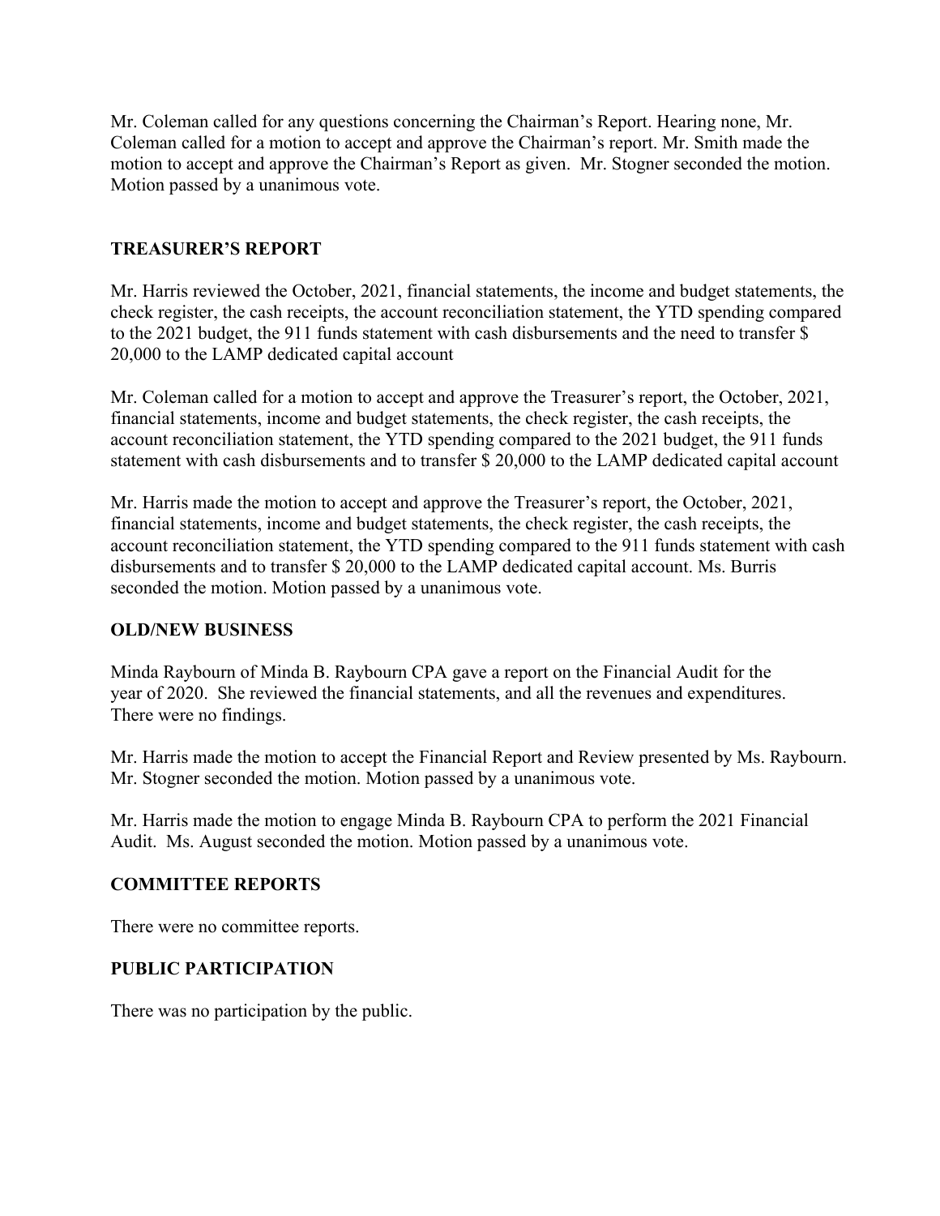Mr. Coleman called for any questions concerning the Chairman's Report. Hearing none, Mr. Coleman called for a motion to accept and approve the Chairman's report. Mr. Smith made the motion to accept and approve the Chairman's Report as given. Mr. Stogner seconded the motion. Motion passed by a unanimous vote.

## TREASURER'S REPORT

Mr. Harris reviewed the October, 2021, financial statements, the income and budget statements, the check register, the cash receipts, the account reconciliation statement, the YTD spending compared to the 2021 budget, the 911 funds statement with cash disbursements and the need to transfer $ 20,000 to the LAMP dedicated capital account

Mr. Coleman called for a motion to accept and approve the Treasurer's report, the October, 2021, financial statements, income and budget statements, the check register, the cash receipts, the account reconciliation statement, the YTD spending compared to the 2021 budget, the 911 funds statement with cash disbursements and to transfer $ 20,000 to the LAMP dedicated capital account

Mr. Harris made the motion to accept and approve the Treasurer's report, the October, 2021, financial statements, income and budget statements, the check register, the cash receipts, the account reconciliation statement, the YTD spending compared to the 911 funds statement with cash disbursements and to transfer $ 20,000 to the LAMP dedicated capital account. Ms. Burris seconded the motion. Motion passed by a unanimous vote.

## OLD/NEW BUSINESS

Minda Raybourn of Minda B. Raybourn CPA gave a report on the Financial Audit for the year of 2020. She reviewed the financial statements, and all the revenues and expenditures. There were no findings.

Mr. Harris made the motion to accept the Financial Report and Review presented by Ms. Raybourn. Mr. Stogner seconded the motion. Motion passed by a unanimous vote.

Mr. Harris made the motion to engage Minda B. Raybourn CPA to perform the 2021 Financial Audit. Ms. August seconded the motion. Motion passed by a unanimous vote.

## COMMITTEE REPORTS

There were no committee reports.

## PUBLIC PARTICIPATION

There was no participation by the public.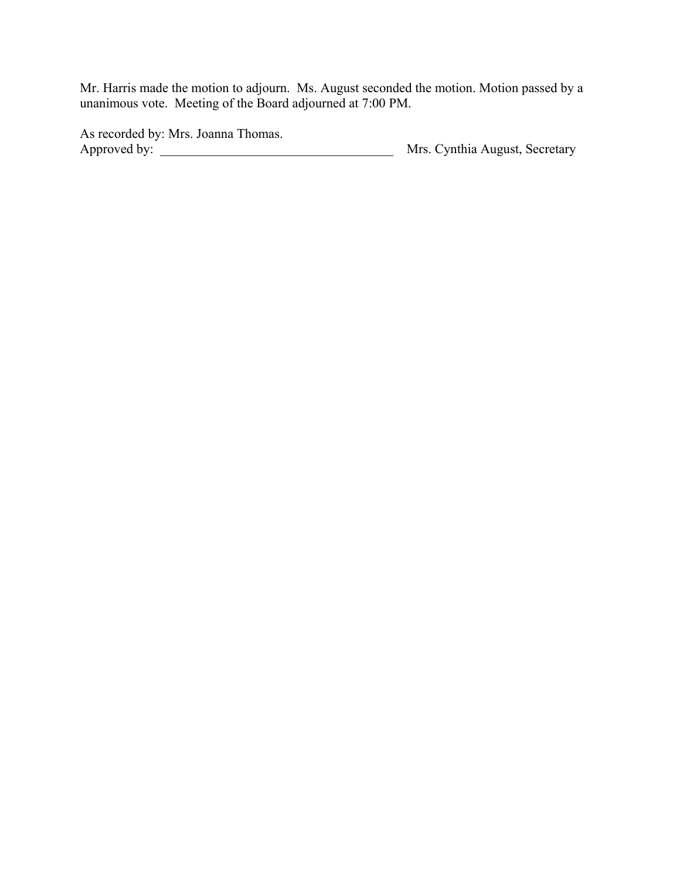Mr. Harris made the motion to adjourn. Ms. August seconded the motion. Motion passed by a unanimous vote. Meeting of the Board adjourned at 7:00 PM.

As recorded by: Mrs. Joanna Thomas.
Approved by: ____________________________________ Mrs. Cynthia August, Secretary